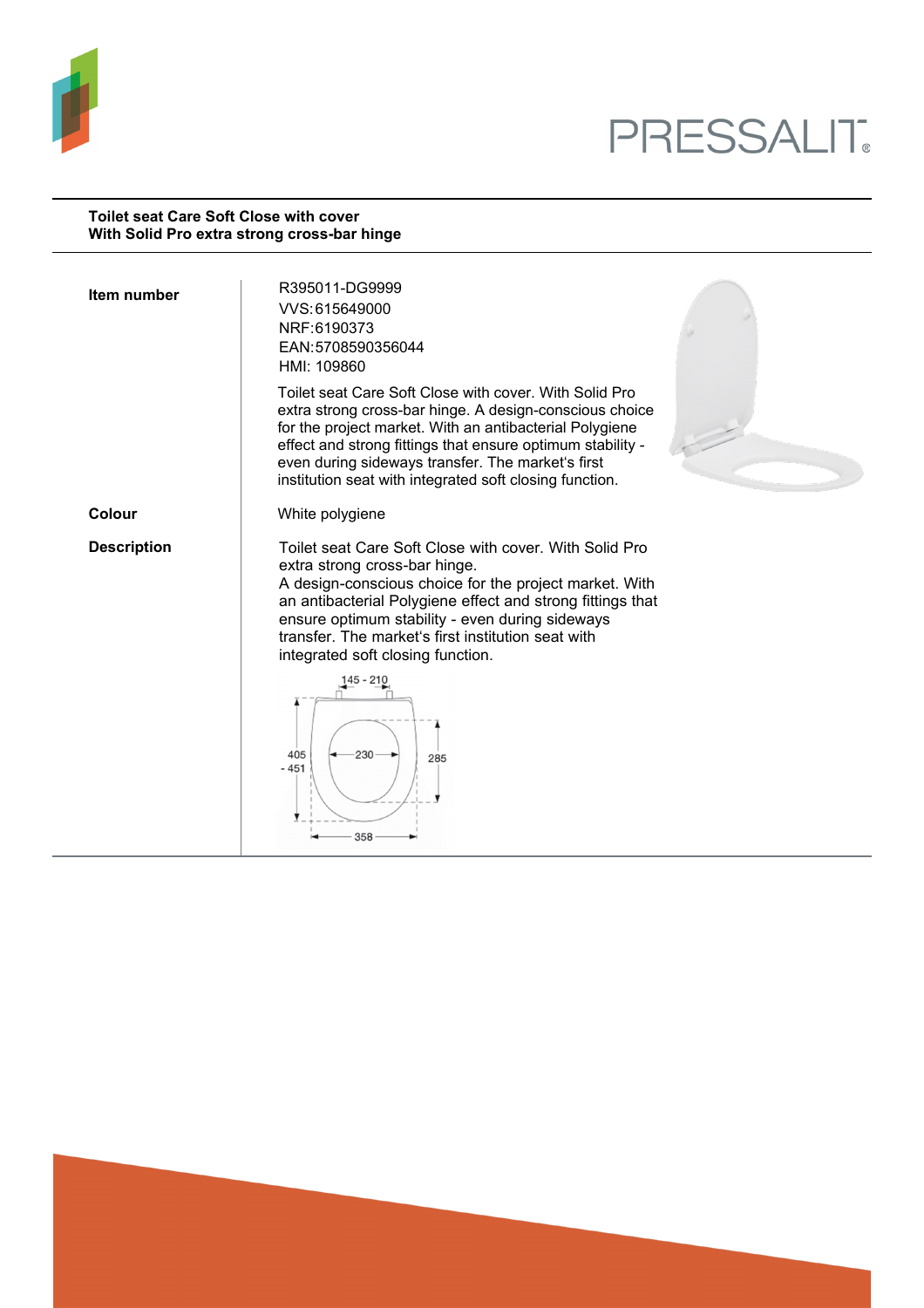PRESSALIT

**Toilet seat Care Soft Close with cover**
**With Solid Pro extra strong cross-bar hinge**

| | |
|---|---|
| **Item number** | R395011-DG9999<br>VVS:615649000<br>NRF:6190373<br>EAN:5708590356044<br>HMI: 109860<br><br>Toilet seat Care Soft Close with cover. With Solid Pro extra strong cross-bar hinge. A design-conscious choice for the project market. With an antibacterial Polygiene effect and strong fittings that ensure optimum stability - even during sideways transfer. The market's first institution seat with integrated soft closing function. |
| **Colour** | White polygiene |
| **Description** | Toilet seat Care Soft Close with cover. With Solid Pro extra strong cross-bar hinge.<br>A design-conscious choice for the project market. With an antibacterial Polygiene effect and strong fittings that ensure optimum stability - even during sideways transfer. The market's first institution seat with integrated soft closing function. |

145 - 210

405 - 451

230

285

358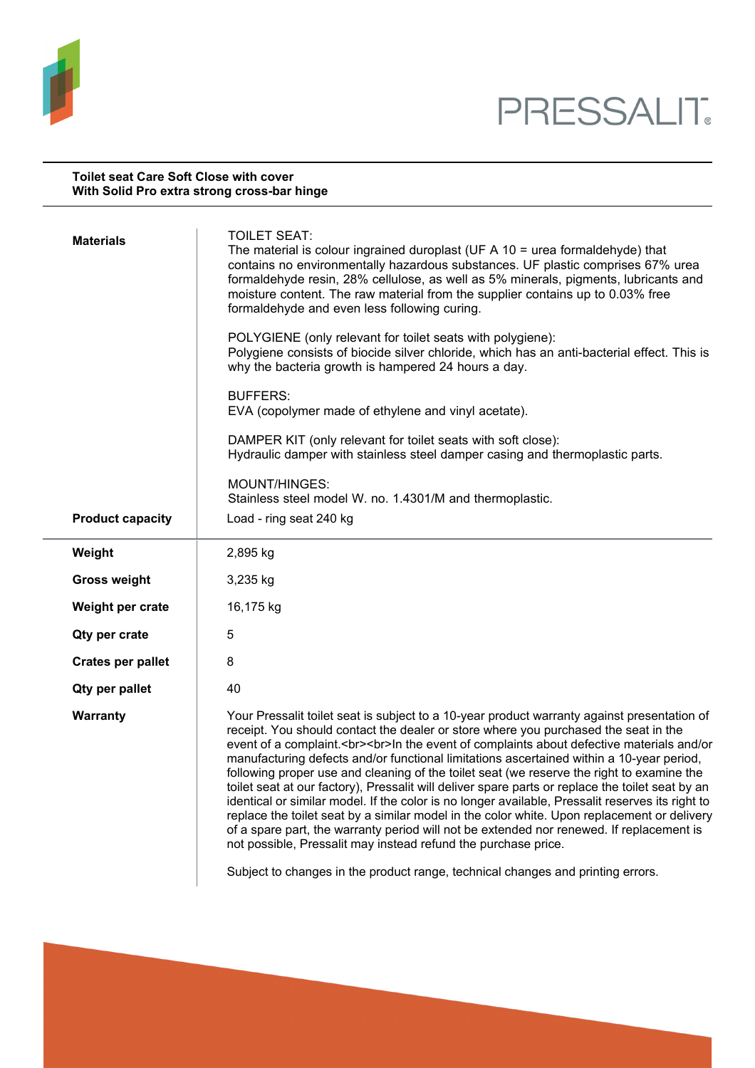**Toilet seat Care Soft Close with cover**
**With Solid Pro extra strong cross-bar hinge**

| | |
|---|---|
| **Materials** | TOILET SEAT:<br>The material is colour ingrained duroplast (UF A 10 = urea formaldehyde) that contains no environmentally hazardous substances. UF plastic comprises 67% urea formaldehyde resin, 28% cellulose, as well as 5% minerals, pigments, lubricants and moisture content. The raw material from the supplier contains up to 0.03% free formaldehyde and even less following curing.<br><br>POLYGIENE (only relevant for toilet seats with polygiene):<br>Polygiene consists of biocide silver chloride, which has an anti-bacterial effect. This is why the bacteria growth is hampered 24 hours a day.<br><br>BUFFERS:<br>EVA (copolymer made of ethylene and vinyl acetate).<br><br>DAMPER KIT (only relevant for toilet seats with soft close):<br>Hydraulic damper with stainless steel damper casing and thermoplastic parts.<br><br>MOUNT/HINGES:<br>Stainless steel model W. no. 1.4301/M and thermoplastic. |
| **Product capacity** | Load - ring seat 240 kg |
| **Weight** | 2,895 kg |
| **Gross weight** | 3,235 kg |
| **Weight per crate** | 16,175 kg |
| **Qty per crate** | 5 |
| **Crates per pallet** | 8 |
| **Qty per pallet** | 40 |
| **Warranty** | Your Pressalit toilet seat is subject to a 10-year product warranty against presentation of receipt. You should contact the dealer or store where you purchased the seat in the event of a complaint.<br><br>In the event of complaints about defective materials and/or manufacturing defects and/or functional limitations ascertained within a 10-year period, following proper use and cleaning of the toilet seat (we reserve the right to examine the toilet seat at our factory), Pressalit will deliver spare parts or replace the toilet seat by an identical or similar model. If the color is no longer available, Pressalit reserves its right to replace the toilet seat by a similar model in the color white. Upon replacement or delivery of a spare part, the warranty period will not be extended nor renewed. If replacement is not possible, Pressalit may instead refund the purchase price.<br><br>Subject to changes in the product range, technical changes and printing errors. |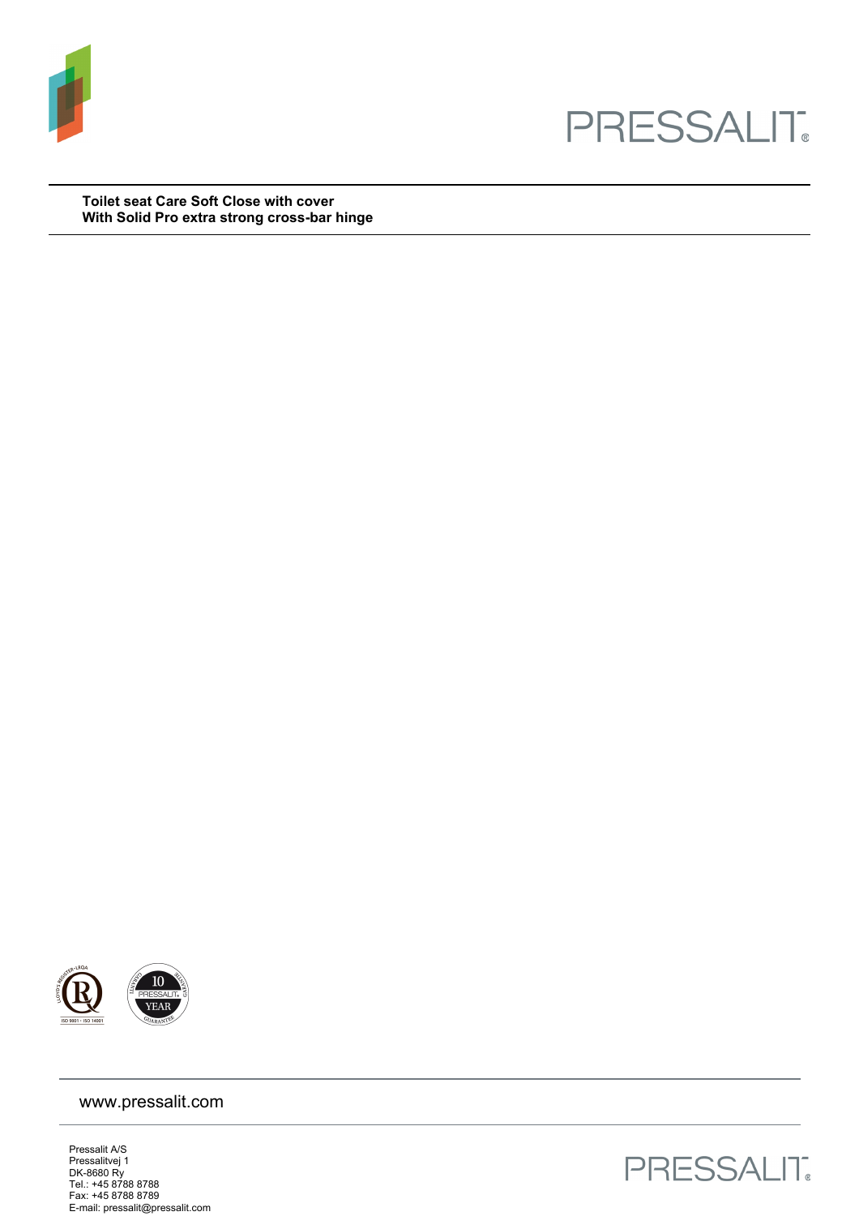**Toilet seat Care Soft Close with cover**
**With Solid Pro extra strong cross-bar hinge**

www.pressalit.com

Pressalit A/S
Pressalitvej 1
DK-8680 Ry
Tel.: +45 8788 8788
Fax: +45 8788 8789
E-mail: pressalit@pressalit.com